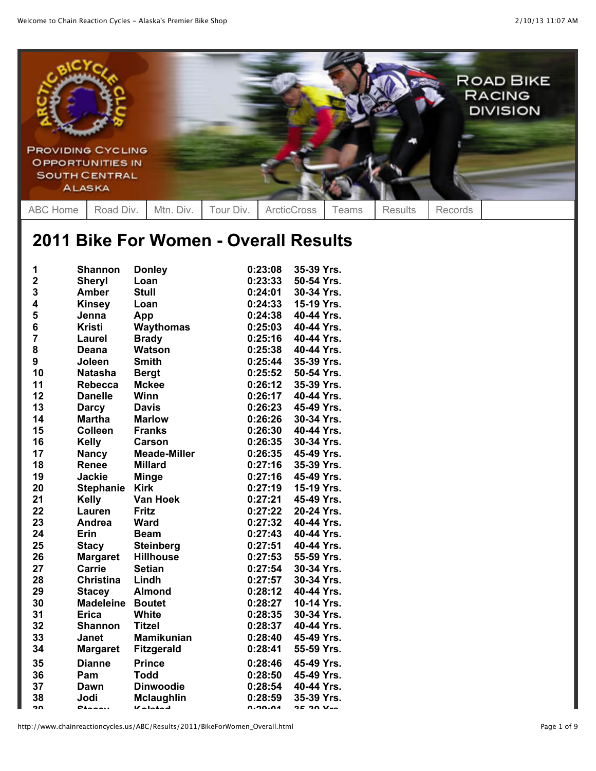ROAD BIKE RACING DIVISION

PROVIDING CYCLING OPPORTUNITIES IN SOUTH CENTRAL ALASKA

ABC Home | Road Div. | Mtn. Div. | Tour Div. | ArcticCross | Teams | Results | Records

# 2011 Bike For Women - Overall Results

| | | | | |
|---|---|---|---|---|
| 1 | Shannon | Donley | 0:23:08 | 35-39 Yrs. |
| 2 | Sheryl | Loan | 0:23:33 | 50-54 Yrs. |
| 3 | Amber | Stull | 0:24:01 | 30-34 Yrs. |
| 4 | Kinsey | Loan | 0:24:33 | 15-19 Yrs. |
| 5 | Jenna | App | 0:24:38 | 40-44 Yrs. |
| 6 | Kristi | Waythomas | 0:25:03 | 40-44 Yrs. |
| 7 | Laurel | Brady | 0:25:16 | 40-44 Yrs. |
| 8 | Deana | Watson | 0:25:38 | 40-44 Yrs. |
| 9 | Joleen | Smith | 0:25:44 | 35-39 Yrs. |
| 10 | Natasha | Bergt | 0:25:52 | 50-54 Yrs. |
| 11 | Rebecca | Mckee | 0:26:12 | 35-39 Yrs. |
| 12 | Danelle | Winn | 0:26:17 | 40-44 Yrs. |
| 13 | Darcy | Davis | 0:26:23 | 45-49 Yrs. |
| 14 | Martha | Marlow | 0:26:26 | 30-34 Yrs. |
| 15 | Colleen | Franks | 0:26:30 | 40-44 Yrs. |
| 16 | Kelly | Carson | 0:26:35 | 30-34 Yrs. |
| 17 | Nancy | Meade-Miller | 0:26:35 | 45-49 Yrs. |
| 18 | Renee | Millard | 0:27:16 | 35-39 Yrs. |
| 19 | Jackie | Minge | 0:27:16 | 45-49 Yrs. |
| 20 | Stephanie | Kirk | 0:27:19 | 15-19 Yrs. |
| 21 | Kelly | Van Hoek | 0:27:21 | 45-49 Yrs. |
| 22 | Lauren | Fritz | 0:27:22 | 20-24 Yrs. |
| 23 | Andrea | Ward | 0:27:32 | 40-44 Yrs. |
| 24 | Erin | Beam | 0:27:43 | 40-44 Yrs. |
| 25 | Stacy | Steinberg | 0:27:51 | 40-44 Yrs. |
| 26 | Margaret | Hillhouse | 0:27:53 | 55-59 Yrs. |
| 27 | Carrie | Setian | 0:27:54 | 30-34 Yrs. |
| 28 | Christina | Lindh | 0:27:57 | 30-34 Yrs. |
| 29 | Stacey | Almond | 0:28:12 | 40-44 Yrs. |
| 30 | Madeleine | Boutet | 0:28:27 | 10-14 Yrs. |
| 31 | Erica | White | 0:28:35 | 30-34 Yrs. |
| 32 | Shannon | Titzel | 0:28:37 | 40-44 Yrs. |
| 33 | Janet | Mamikunian | 0:28:40 | 45-49 Yrs. |
| 34 | Margaret | Fitzgerald | 0:28:41 | 55-59 Yrs. |
| 35 | Dianne | Prince | 0:28:46 | 45-49 Yrs. |
| 36 | Pam | Todd | 0:28:50 | 45-49 Yrs. |
| 37 | Dawn | Dinwoodie | 0:28:54 | 40-44 Yrs. |
| 38 | Jodi | Mclaughlin | 0:28:59 | 35-39 Yrs. |
| 39 | Stacey | Kolstad | 0:29:01 | 35-39 Yrs. |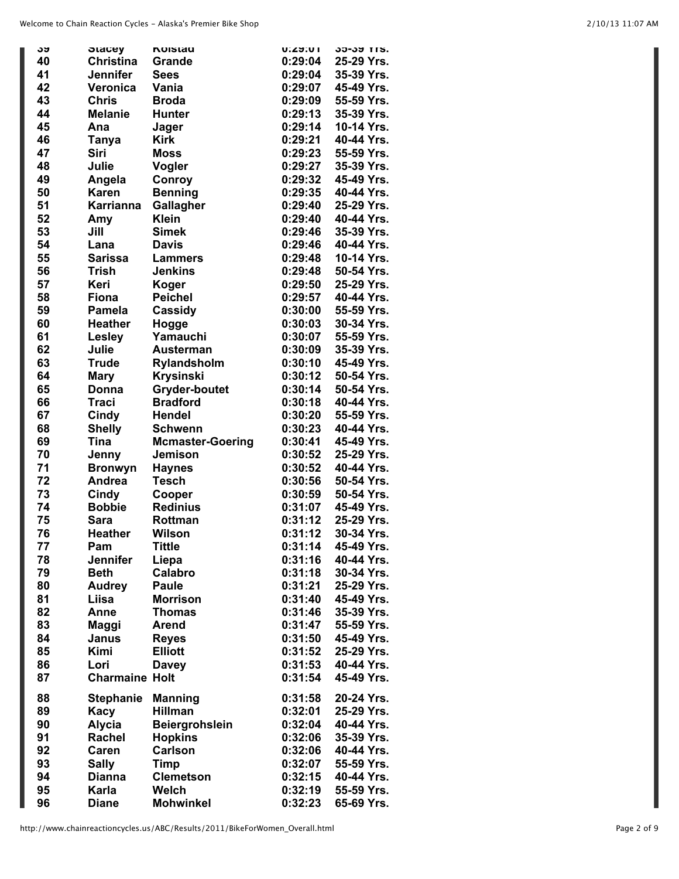| 39 | Stacey | Kolstad | 0:29:01 | 35-39 Yrs. |
|---|---|---|---|---|
| 40 | Christina | Grande | 0:29:04 | 25-29 Yrs. |
| 41 | Jennifer | Sees | 0:29:04 | 35-39 Yrs. |
| 42 | Veronica | Vania | 0:29:07 | 45-49 Yrs. |
| 43 | Chris | Broda | 0:29:09 | 55-59 Yrs. |
| 44 | Melanie | Hunter | 0:29:13 | 35-39 Yrs. |
| 45 | Ana | Jager | 0:29:14 | 10-14 Yrs. |
| 46 | Tanya | Kirk | 0:29:21 | 40-44 Yrs. |
| 47 | Siri | Moss | 0:29:23 | 55-59 Yrs. |
| 48 | Julie | Vogler | 0:29:27 | 35-39 Yrs. |
| 49 | Angela | Conroy | 0:29:32 | 45-49 Yrs. |
| 50 | Karen | Benning | 0:29:35 | 40-44 Yrs. |
| 51 | Karrianna | Gallagher | 0:29:40 | 25-29 Yrs. |
| 52 | Amy | Klein | 0:29:40 | 40-44 Yrs. |
| 53 | Jill | Simek | 0:29:46 | 35-39 Yrs. |
| 54 | Lana | Davis | 0:29:46 | 40-44 Yrs. |
| 55 | Sarissa | Lammers | 0:29:48 | 10-14 Yrs. |
| 56 | Trish | Jenkins | 0:29:48 | 50-54 Yrs. |
| 57 | Keri | Koger | 0:29:50 | 25-29 Yrs. |
| 58 | Fiona | Peichel | 0:29:57 | 40-44 Yrs. |
| 59 | Pamela | Cassidy | 0:30:00 | 55-59 Yrs. |
| 60 | Heather | Hogge | 0:30:03 | 30-34 Yrs. |
| 61 | Lesley | Yamauchi | 0:30:07 | 55-59 Yrs. |
| 62 | Julie | Austerman | 0:30:09 | 35-39 Yrs. |
| 63 | Trude | Rylandsholm | 0:30:10 | 45-49 Yrs. |
| 64 | Mary | Krysinski | 0:30:12 | 50-54 Yrs. |
| 65 | Donna | Gryder-boutet | 0:30:14 | 50-54 Yrs. |
| 66 | Traci | Bradford | 0:30:18 | 40-44 Yrs. |
| 67 | Cindy | Hendel | 0:30:20 | 55-59 Yrs. |
| 68 | Shelly | Schwenn | 0:30:23 | 40-44 Yrs. |
| 69 | Tina | Mcmaster-Goering | 0:30:41 | 45-49 Yrs. |
| 70 | Jenny | Jemison | 0:30:52 | 25-29 Yrs. |
| 71 | Bronwyn | Haynes | 0:30:52 | 40-44 Yrs. |
| 72 | Andrea | Tesch | 0:30:56 | 50-54 Yrs. |
| 73 | Cindy | Cooper | 0:30:59 | 50-54 Yrs. |
| 74 | Bobbie | Redinius | 0:31:07 | 45-49 Yrs. |
| 75 | Sara | Rottman | 0:31:12 | 25-29 Yrs. |
| 76 | Heather | Wilson | 0:31:12 | 30-34 Yrs. |
| 77 | Pam | Tittle | 0:31:14 | 45-49 Yrs. |
| 78 | Jennifer | Liepa | 0:31:16 | 40-44 Yrs. |
| 79 | Beth | Calabro | 0:31:18 | 30-34 Yrs. |
| 80 | Audrey | Paule | 0:31:21 | 25-29 Yrs. |
| 81 | Liisa | Morrison | 0:31:40 | 45-49 Yrs. |
| 82 | Anne | Thomas | 0:31:46 | 35-39 Yrs. |
| 83 | Maggi | Arend | 0:31:47 | 55-59 Yrs. |
| 84 | Janus | Reyes | 0:31:50 | 45-49 Yrs. |
| 85 | Kimi | Elliott | 0:31:52 | 25-29 Yrs. |
| 86 | Lori | Davey | 0:31:53 | 40-44 Yrs. |
| 87 | Charmaine | Holt | 0:31:54 | 45-49 Yrs. |
| 88 | Stephanie | Manning | 0:31:58 | 20-24 Yrs. |
| 89 | Kacy | Hillman | 0:32:01 | 25-29 Yrs. |
| 90 | Alycia | Beiergrohslein | 0:32:04 | 40-44 Yrs. |
| 91 | Rachel | Hopkins | 0:32:06 | 35-39 Yrs. |
| 92 | Caren | Carlson | 0:32:06 | 40-44 Yrs. |
| 93 | Sally | Timp | 0:32:07 | 55-59 Yrs. |
| 94 | Dianna | Clemetson | 0:32:15 | 40-44 Yrs. |
| 95 | Karla | Welch | 0:32:19 | 55-59 Yrs. |
| 96 | Diane | Mohwinkel | 0:32:23 | 65-69 Yrs. |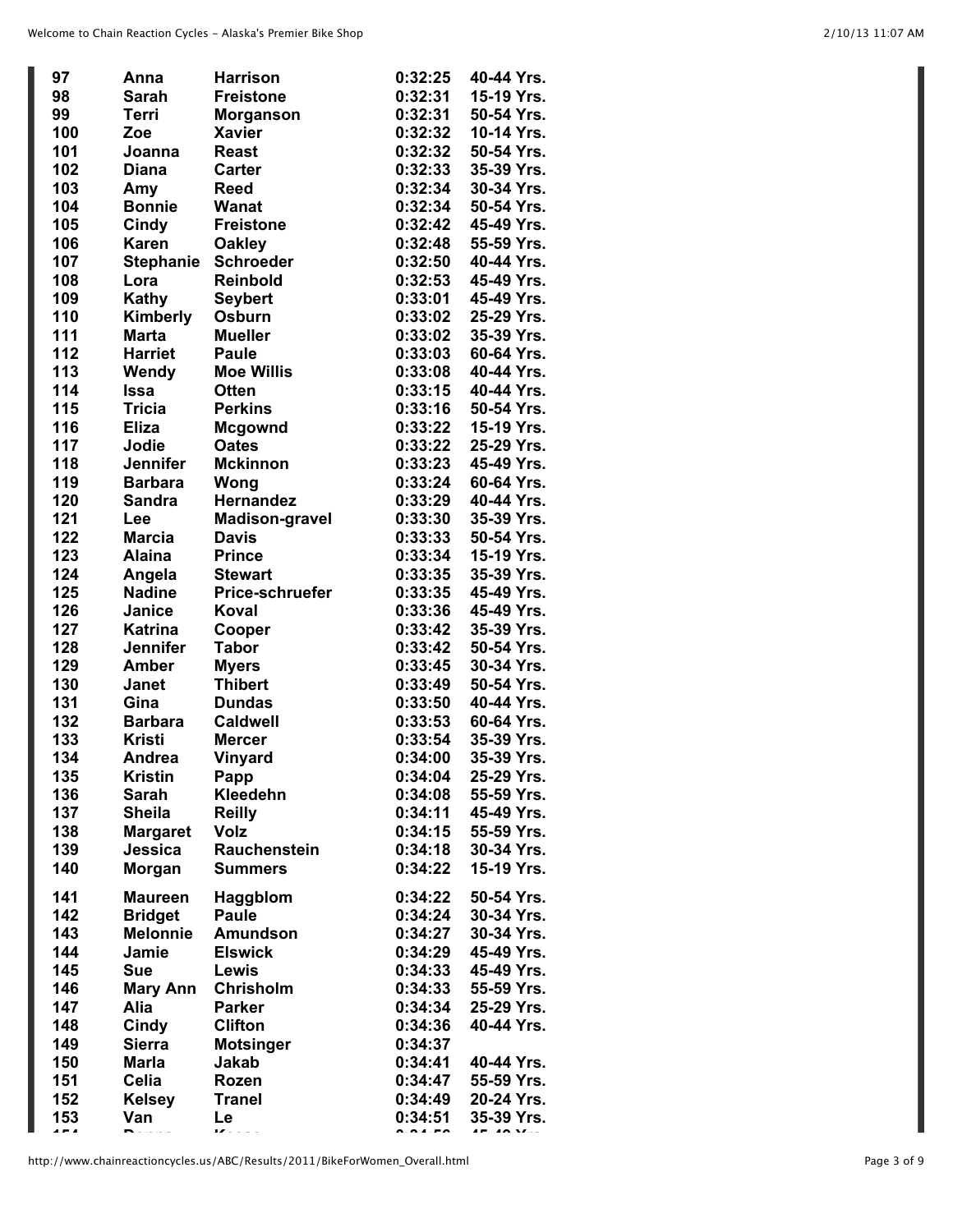| | | | | |
|---|---|---|---|---|
| 97 | Anna | Harrison | 0:32:25 | 40-44 Yrs. |
| 98 | Sarah | Freistone | 0:32:31 | 15-19 Yrs. |
| 99 | Terri | Morganson | 0:32:31 | 50-54 Yrs. |
| 100 | Zoe | Xavier | 0:32:32 | 10-14 Yrs. |
| 101 | Joanna | Reast | 0:32:32 | 50-54 Yrs. |
| 102 | Diana | Carter | 0:32:33 | 35-39 Yrs. |
| 103 | Amy | Reed | 0:32:34 | 30-34 Yrs. |
| 104 | Bonnie | Wanat | 0:32:34 | 50-54 Yrs. |
| 105 | Cindy | Freistone | 0:32:42 | 45-49 Yrs. |
| 106 | Karen | Oakley | 0:32:48 | 55-59 Yrs. |
| 107 | Stephanie | Schroeder | 0:32:50 | 40-44 Yrs. |
| 108 | Lora | Reinbold | 0:32:53 | 45-49 Yrs. |
| 109 | Kathy | Seybert | 0:33:01 | 45-49 Yrs. |
| 110 | Kimberly | Osburn | 0:33:02 | 25-29 Yrs. |
| 111 | Marta | Mueller | 0:33:02 | 35-39 Yrs. |
| 112 | Harriet | Paule | 0:33:03 | 60-64 Yrs. |
| 113 | Wendy | Moe Willis | 0:33:08 | 40-44 Yrs. |
| 114 | Issa | Otten | 0:33:15 | 40-44 Yrs. |
| 115 | Tricia | Perkins | 0:33:16 | 50-54 Yrs. |
| 116 | Eliza | Mcgownd | 0:33:22 | 15-19 Yrs. |
| 117 | Jodie | Oates | 0:33:22 | 25-29 Yrs. |
| 118 | Jennifer | Mckinnon | 0:33:23 | 45-49 Yrs. |
| 119 | Barbara | Wong | 0:33:24 | 60-64 Yrs. |
| 120 | Sandra | Hernandez | 0:33:29 | 40-44 Yrs. |
| 121 | Lee | Madison-gravel | 0:33:30 | 35-39 Yrs. |
| 122 | Marcia | Davis | 0:33:33 | 50-54 Yrs. |
| 123 | Alaina | Prince | 0:33:34 | 15-19 Yrs. |
| 124 | Angela | Stewart | 0:33:35 | 35-39 Yrs. |
| 125 | Nadine | Price-schruefer | 0:33:35 | 45-49 Yrs. |
| 126 | Janice | Koval | 0:33:36 | 45-49 Yrs. |
| 127 | Katrina | Cooper | 0:33:42 | 35-39 Yrs. |
| 128 | Jennifer | Tabor | 0:33:42 | 50-54 Yrs. |
| 129 | Amber | Myers | 0:33:45 | 30-34 Yrs. |
| 130 | Janet | Thibert | 0:33:49 | 50-54 Yrs. |
| 131 | Gina | Dundas | 0:33:50 | 40-44 Yrs. |
| 132 | Barbara | Caldwell | 0:33:53 | 60-64 Yrs. |
| 133 | Kristi | Mercer | 0:33:54 | 35-39 Yrs. |
| 134 | Andrea | Vinyard | 0:34:00 | 35-39 Yrs. |
| 135 | Kristin | Papp | 0:34:04 | 25-29 Yrs. |
| 136 | Sarah | Kleedehn | 0:34:08 | 55-59 Yrs. |
| 137 | Sheila | Reilly | 0:34:11 | 45-49 Yrs. |
| 138 | Margaret | Volz | 0:34:15 | 55-59 Yrs. |
| 139 | Jessica | Rauchenstein | 0:34:18 | 30-34 Yrs. |
| 140 | Morgan | Summers | 0:34:22 | 15-19 Yrs. |
| 141 | Maureen | Haggblom | 0:34:22 | 50-54 Yrs. |
| 142 | Bridget | Paule | 0:34:24 | 30-34 Yrs. |
| 143 | Melonnie | Amundson | 0:34:27 | 30-34 Yrs. |
| 144 | Jamie | Elswick | 0:34:29 | 45-49 Yrs. |
| 145 | Sue | Lewis | 0:34:33 | 45-49 Yrs. |
| 146 | Mary Ann | Chrisholm | 0:34:33 | 55-59 Yrs. |
| 147 | Alia | Parker | 0:34:34 | 25-29 Yrs. |
| 148 | Cindy | Clifton | 0:34:36 | 40-44 Yrs. |
| 149 | Sierra | Motsinger | 0:34:37 | |
| 150 | Marla | Jakab | 0:34:41 | 40-44 Yrs. |
| 151 | Celia | Rozen | 0:34:47 | 55-59 Yrs. |
| 152 | Kelsey | Tranel | 0:34:49 | 20-24 Yrs. |
| 153 | Van | Le | 0:34:51 | 35-39 Yrs. |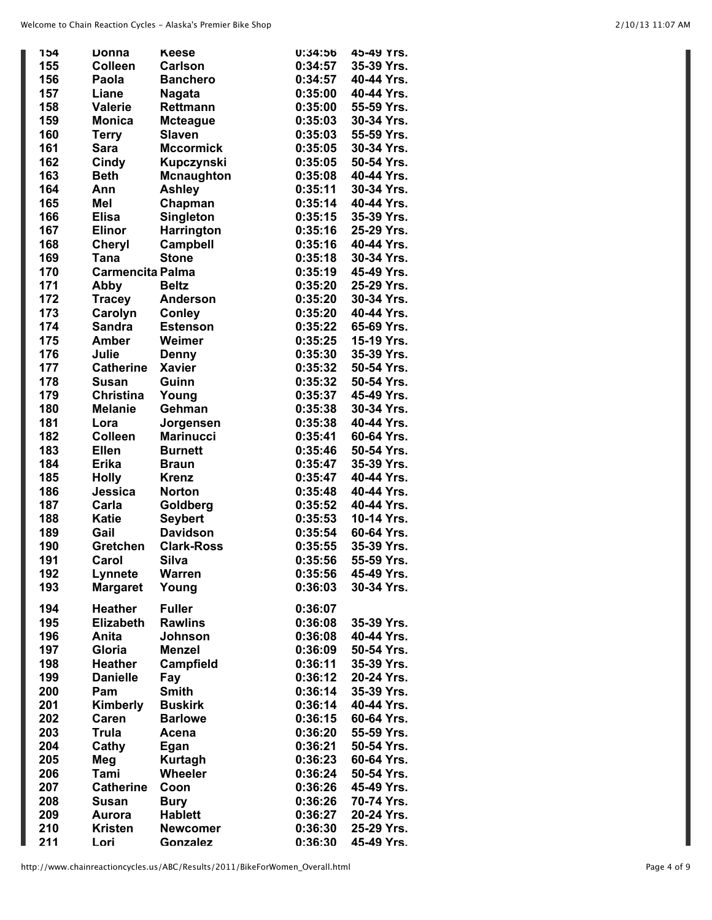| | | | | |
|---|---|---|---|---|
| 154 | Donna | Reese | 0:34:56 | 45-49 Yrs. |
| 155 | Colleen | Carlson | 0:34:57 | 35-39 Yrs. |
| 156 | Paola | Banchero | 0:34:57 | 40-44 Yrs. |
| 157 | Liane | Nagata | 0:35:00 | 40-44 Yrs. |
| 158 | Valerie | Rettmann | 0:35:00 | 55-59 Yrs. |
| 159 | Monica | Mcteague | 0:35:03 | 30-34 Yrs. |
| 160 | Terry | Slaven | 0:35:03 | 55-59 Yrs. |
| 161 | Sara | Mccormick | 0:35:05 | 30-34 Yrs. |
| 162 | Cindy | Kupczynski | 0:35:05 | 50-54 Yrs. |
| 163 | Beth | Mcnaughton | 0:35:08 | 40-44 Yrs. |
| 164 | Ann | Ashley | 0:35:11 | 30-34 Yrs. |
| 165 | Mel | Chapman | 0:35:14 | 40-44 Yrs. |
| 166 | Elisa | Singleton | 0:35:15 | 35-39 Yrs. |
| 167 | Elinor | Harrington | 0:35:16 | 25-29 Yrs. |
| 168 | Cheryl | Campbell | 0:35:16 | 40-44 Yrs. |
| 169 | Tana | Stone | 0:35:18 | 30-34 Yrs. |
| 170 | Carmencita | Palma | 0:35:19 | 45-49 Yrs. |
| 171 | Abby | Beltz | 0:35:20 | 25-29 Yrs. |
| 172 | Tracey | Anderson | 0:35:20 | 30-34 Yrs. |
| 173 | Carolyn | Conley | 0:35:20 | 40-44 Yrs. |
| 174 | Sandra | Estenson | 0:35:22 | 65-69 Yrs. |
| 175 | Amber | Weimer | 0:35:25 | 15-19 Yrs. |
| 176 | Julie | Denny | 0:35:30 | 35-39 Yrs. |
| 177 | Catherine | Xavier | 0:35:32 | 50-54 Yrs. |
| 178 | Susan | Guinn | 0:35:32 | 50-54 Yrs. |
| 179 | Christina | Young | 0:35:37 | 45-49 Yrs. |
| 180 | Melanie | Gehman | 0:35:38 | 30-34 Yrs. |
| 181 | Lora | Jorgensen | 0:35:38 | 40-44 Yrs. |
| 182 | Colleen | Marinucci | 0:35:41 | 60-64 Yrs. |
| 183 | Ellen | Burnett | 0:35:46 | 50-54 Yrs. |
| 184 | Erika | Braun | 0:35:47 | 35-39 Yrs. |
| 185 | Holly | Krenz | 0:35:47 | 40-44 Yrs. |
| 186 | Jessica | Norton | 0:35:48 | 40-44 Yrs. |
| 187 | Carla | Goldberg | 0:35:52 | 40-44 Yrs. |
| 188 | Katie | Seybert | 0:35:53 | 10-14 Yrs. |
| 189 | Gail | Davidson | 0:35:54 | 60-64 Yrs. |
| 190 | Gretchen | Clark-Ross | 0:35:55 | 35-39 Yrs. |
| 191 | Carol | Silva | 0:35:56 | 55-59 Yrs. |
| 192 | Lynnete | Warren | 0:35:56 | 45-49 Yrs. |
| 193 | Margaret | Young | 0:36:03 | 30-34 Yrs. |
| 194 | Heather | Fuller | 0:36:07 | |
| 195 | Elizabeth | Rawlins | 0:36:08 | 35-39 Yrs. |
| 196 | Anita | Johnson | 0:36:08 | 40-44 Yrs. |
| 197 | Gloria | Menzel | 0:36:09 | 50-54 Yrs. |
| 198 | Heather | Campfield | 0:36:11 | 35-39 Yrs. |
| 199 | Danielle | Fay | 0:36:12 | 20-24 Yrs. |
| 200 | Pam | Smith | 0:36:14 | 35-39 Yrs. |
| 201 | Kimberly | Buskirk | 0:36:14 | 40-44 Yrs. |
| 202 | Caren | Barlowe | 0:36:15 | 60-64 Yrs. |
| 203 | Trula | Acena | 0:36:20 | 55-59 Yrs. |
| 204 | Cathy | Egan | 0:36:21 | 50-54 Yrs. |
| 205 | Meg | Kurtagh | 0:36:23 | 60-64 Yrs. |
| 206 | Tami | Wheeler | 0:36:24 | 50-54 Yrs. |
| 207 | Catherine | Coon | 0:36:26 | 45-49 Yrs. |
| 208 | Susan | Bury | 0:36:26 | 70-74 Yrs. |
| 209 | Aurora | Hablett | 0:36:27 | 20-24 Yrs. |
| 210 | Kristen | Newcomer | 0:36:30 | 25-29 Yrs. |
| 211 | Lori | Gonzalez | 0:36:30 | 45-49 Yrs. |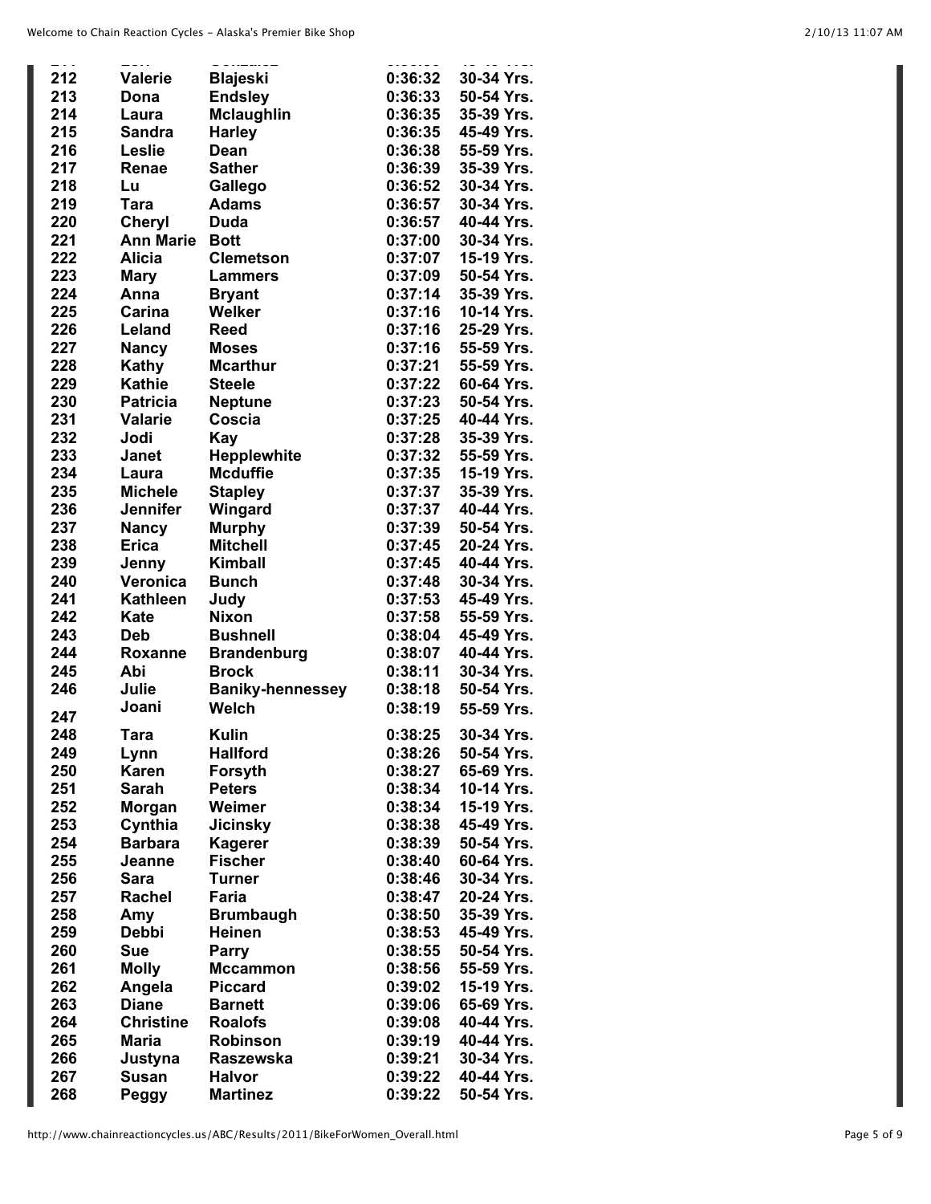| | | | | |
|---|---|---|---|---|
| 212 | Valerie | Blajeski | 0:36:32 | 30-34 Yrs. |
| 213 | Dona | Endsley | 0:36:33 | 50-54 Yrs. |
| 214 | Laura | Mclaughlin | 0:36:35 | 35-39 Yrs. |
| 215 | Sandra | Harley | 0:36:35 | 45-49 Yrs. |
| 216 | Leslie | Dean | 0:36:38 | 55-59 Yrs. |
| 217 | Renae | Sather | 0:36:39 | 35-39 Yrs. |
| 218 | Lu | Gallego | 0:36:52 | 30-34 Yrs. |
| 219 | Tara | Adams | 0:36:57 | 30-34 Yrs. |
| 220 | Cheryl | Duda | 0:36:57 | 40-44 Yrs. |
| 221 | Ann Marie | Bott | 0:37:00 | 30-34 Yrs. |
| 222 | Alicia | Clemetson | 0:37:07 | 15-19 Yrs. |
| 223 | Mary | Lammers | 0:37:09 | 50-54 Yrs. |
| 224 | Anna | Bryant | 0:37:14 | 35-39 Yrs. |
| 225 | Carina | Welker | 0:37:16 | 10-14 Yrs. |
| 226 | Leland | Reed | 0:37:16 | 25-29 Yrs. |
| 227 | Nancy | Moses | 0:37:16 | 55-59 Yrs. |
| 228 | Kathy | Mcarthur | 0:37:21 | 55-59 Yrs. |
| 229 | Kathie | Steele | 0:37:22 | 60-64 Yrs. |
| 230 | Patricia | Neptune | 0:37:23 | 50-54 Yrs. |
| 231 | Valarie | Coscia | 0:37:25 | 40-44 Yrs. |
| 232 | Jodi | Kay | 0:37:28 | 35-39 Yrs. |
| 233 | Janet | Hepplewhite | 0:37:32 | 55-59 Yrs. |
| 234 | Laura | Mcduffie | 0:37:35 | 15-19 Yrs. |
| 235 | Michele | Stapley | 0:37:37 | 35-39 Yrs. |
| 236 | Jennifer | Wingard | 0:37:37 | 40-44 Yrs. |
| 237 | Nancy | Murphy | 0:37:39 | 50-54 Yrs. |
| 238 | Erica | Mitchell | 0:37:45 | 20-24 Yrs. |
| 239 | Jenny | Kimball | 0:37:45 | 40-44 Yrs. |
| 240 | Veronica | Bunch | 0:37:48 | 30-34 Yrs. |
| 241 | Kathleen | Judy | 0:37:53 | 45-49 Yrs. |
| 242 | Kate | Nixon | 0:37:58 | 55-59 Yrs. |
| 243 | Deb | Bushnell | 0:38:04 | 45-49 Yrs. |
| 244 | Roxanne | Brandenburg | 0:38:07 | 40-44 Yrs. |
| 245 | Abi | Brock | 0:38:11 | 30-34 Yrs. |
| 246 | Julie | Baniky-hennessey | 0:38:18 | 50-54 Yrs. |
| 247 | Joani | Welch | 0:38:19 | 55-59 Yrs. |
| 248 | Tara | Kulin | 0:38:25 | 30-34 Yrs. |
| 249 | Lynn | Hallford | 0:38:26 | 50-54 Yrs. |
| 250 | Karen | Forsyth | 0:38:27 | 65-69 Yrs. |
| 251 | Sarah | Peters | 0:38:34 | 10-14 Yrs. |
| 252 | Morgan | Weimer | 0:38:34 | 15-19 Yrs. |
| 253 | Cynthia | Jicinsky | 0:38:38 | 45-49 Yrs. |
| 254 | Barbara | Kagerer | 0:38:39 | 50-54 Yrs. |
| 255 | Jeanne | Fischer | 0:38:40 | 60-64 Yrs. |
| 256 | Sara | Turner | 0:38:46 | 30-34 Yrs. |
| 257 | Rachel | Faria | 0:38:47 | 20-24 Yrs. |
| 258 | Amy | Brumbaugh | 0:38:50 | 35-39 Yrs. |
| 259 | Debbi | Heinen | 0:38:53 | 45-49 Yrs. |
| 260 | Sue | Parry | 0:38:55 | 50-54 Yrs. |
| 261 | Molly | Mccammon | 0:38:56 | 55-59 Yrs. |
| 262 | Angela | Piccard | 0:39:02 | 15-19 Yrs. |
| 263 | Diane | Barnett | 0:39:06 | 65-69 Yrs. |
| 264 | Christine | Roalofs | 0:39:08 | 40-44 Yrs. |
| 265 | Maria | Robinson | 0:39:19 | 40-44 Yrs. |
| 266 | Justyna | Raszewska | 0:39:21 | 30-34 Yrs. |
| 267 | Susan | Halvor | 0:39:22 | 40-44 Yrs. |
| 268 | Peggy | Martinez | 0:39:22 | 50-54 Yrs. |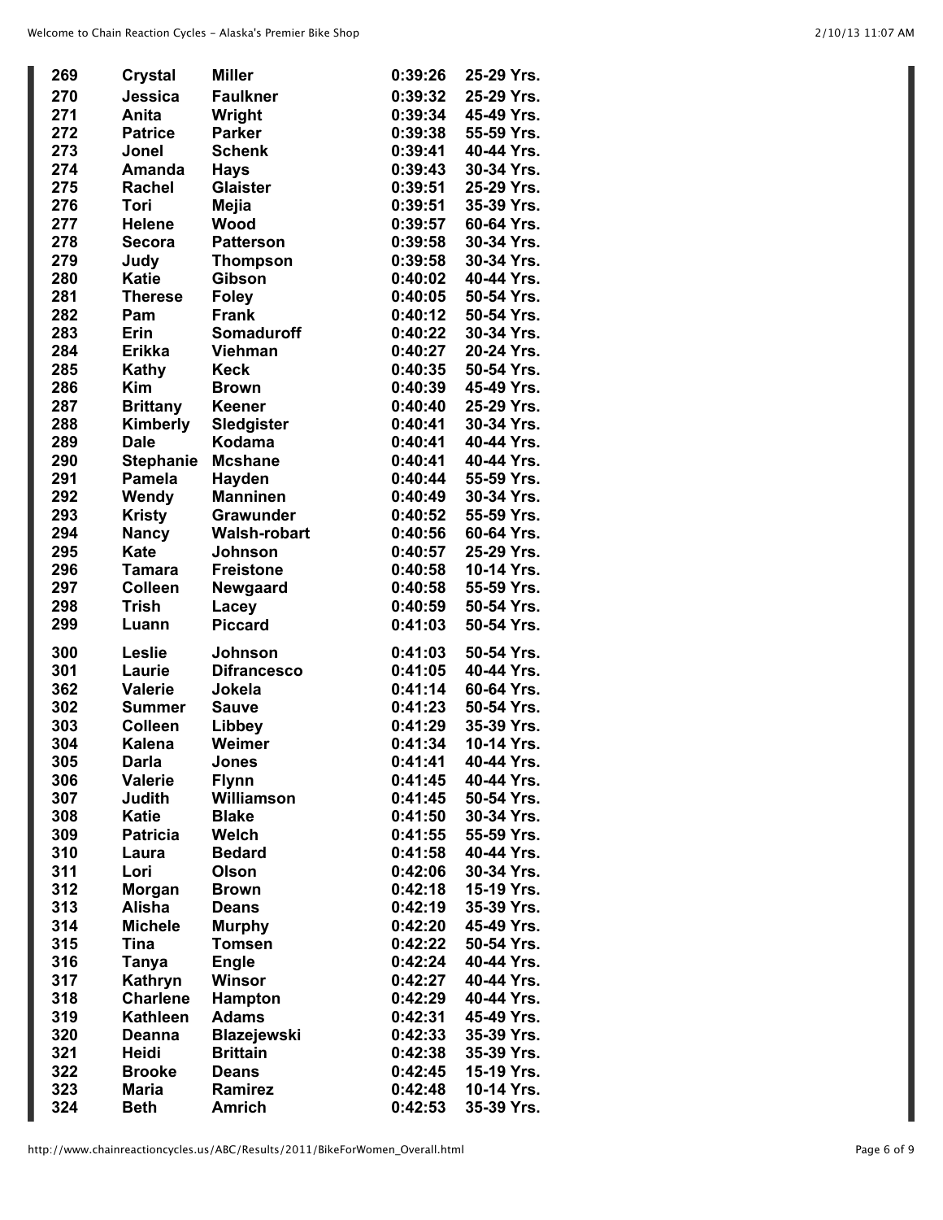| | | | | |
|---|---|---|---|---|
| 269 | Crystal | Miller | 0:39:26 | 25-29 Yrs. |
| 270 | Jessica | Faulkner | 0:39:32 | 25-29 Yrs. |
| 271 | Anita | Wright | 0:39:34 | 45-49 Yrs. |
| 272 | Patrice | Parker | 0:39:38 | 55-59 Yrs. |
| 273 | Jonel | Schenk | 0:39:41 | 40-44 Yrs. |
| 274 | Amanda | Hays | 0:39:43 | 30-34 Yrs. |
| 275 | Rachel | Glaister | 0:39:51 | 25-29 Yrs. |
| 276 | Tori | Mejia | 0:39:51 | 35-39 Yrs. |
| 277 | Helene | Wood | 0:39:57 | 60-64 Yrs. |
| 278 | Secora | Patterson | 0:39:58 | 30-34 Yrs. |
| 279 | Judy | Thompson | 0:39:58 | 30-34 Yrs. |
| 280 | Katie | Gibson | 0:40:02 | 40-44 Yrs. |
| 281 | Therese | Foley | 0:40:05 | 50-54 Yrs. |
| 282 | Pam | Frank | 0:40:12 | 50-54 Yrs. |
| 283 | Erin | Somaduroff | 0:40:22 | 30-34 Yrs. |
| 284 | Erikka | Viehman | 0:40:27 | 20-24 Yrs. |
| 285 | Kathy | Keck | 0:40:35 | 50-54 Yrs. |
| 286 | Kim | Brown | 0:40:39 | 45-49 Yrs. |
| 287 | Brittany | Keener | 0:40:40 | 25-29 Yrs. |
| 288 | Kimberly | Sledgister | 0:40:41 | 30-34 Yrs. |
| 289 | Dale | Kodama | 0:40:41 | 40-44 Yrs. |
| 290 | Stephanie | Mcshane | 0:40:41 | 40-44 Yrs. |
| 291 | Pamela | Hayden | 0:40:44 | 55-59 Yrs. |
| 292 | Wendy | Manninen | 0:40:49 | 30-34 Yrs. |
| 293 | Kristy | Grawunder | 0:40:52 | 55-59 Yrs. |
| 294 | Nancy | Walsh-robart | 0:40:56 | 60-64 Yrs. |
| 295 | Kate | Johnson | 0:40:57 | 25-29 Yrs. |
| 296 | Tamara | Freistone | 0:40:58 | 10-14 Yrs. |
| 297 | Colleen | Newgaard | 0:40:58 | 55-59 Yrs. |
| 298 | Trish | Lacey | 0:40:59 | 50-54 Yrs. |
| 299 | Luann | Piccard | 0:41:03 | 50-54 Yrs. |
| 300 | Leslie | Johnson | 0:41:03 | 50-54 Yrs. |
| 301 | Laurie | Difrancesco | 0:41:05 | 40-44 Yrs. |
| 362 | Valerie | Jokela | 0:41:14 | 60-64 Yrs. |
| 302 | Summer | Sauve | 0:41:23 | 50-54 Yrs. |
| 303 | Colleen | Libbey | 0:41:29 | 35-39 Yrs. |
| 304 | Kalena | Weimer | 0:41:34 | 10-14 Yrs. |
| 305 | Darla | Jones | 0:41:41 | 40-44 Yrs. |
| 306 | Valerie | Flynn | 0:41:45 | 40-44 Yrs. |
| 307 | Judith | Williamson | 0:41:45 | 50-54 Yrs. |
| 308 | Katie | Blake | 0:41:50 | 30-34 Yrs. |
| 309 | Patricia | Welch | 0:41:55 | 55-59 Yrs. |
| 310 | Laura | Bedard | 0:41:58 | 40-44 Yrs. |
| 311 | Lori | Olson | 0:42:06 | 30-34 Yrs. |
| 312 | Morgan | Brown | 0:42:18 | 15-19 Yrs. |
| 313 | Alisha | Deans | 0:42:19 | 35-39 Yrs. |
| 314 | Michele | Murphy | 0:42:20 | 45-49 Yrs. |
| 315 | Tina | Tomsen | 0:42:22 | 50-54 Yrs. |
| 316 | Tanya | Engle | 0:42:24 | 40-44 Yrs. |
| 317 | Kathryn | Winsor | 0:42:27 | 40-44 Yrs. |
| 318 | Charlene | Hampton | 0:42:29 | 40-44 Yrs. |
| 319 | Kathleen | Adams | 0:42:31 | 45-49 Yrs. |
| 320 | Deanna | Blazejewski | 0:42:33 | 35-39 Yrs. |
| 321 | Heidi | Brittain | 0:42:38 | 35-39 Yrs. |
| 322 | Brooke | Deans | 0:42:45 | 15-19 Yrs. |
| 323 | Maria | Ramirez | 0:42:48 | 10-14 Yrs. |
| 324 | Beth | Amrich | 0:42:53 | 35-39 Yrs. |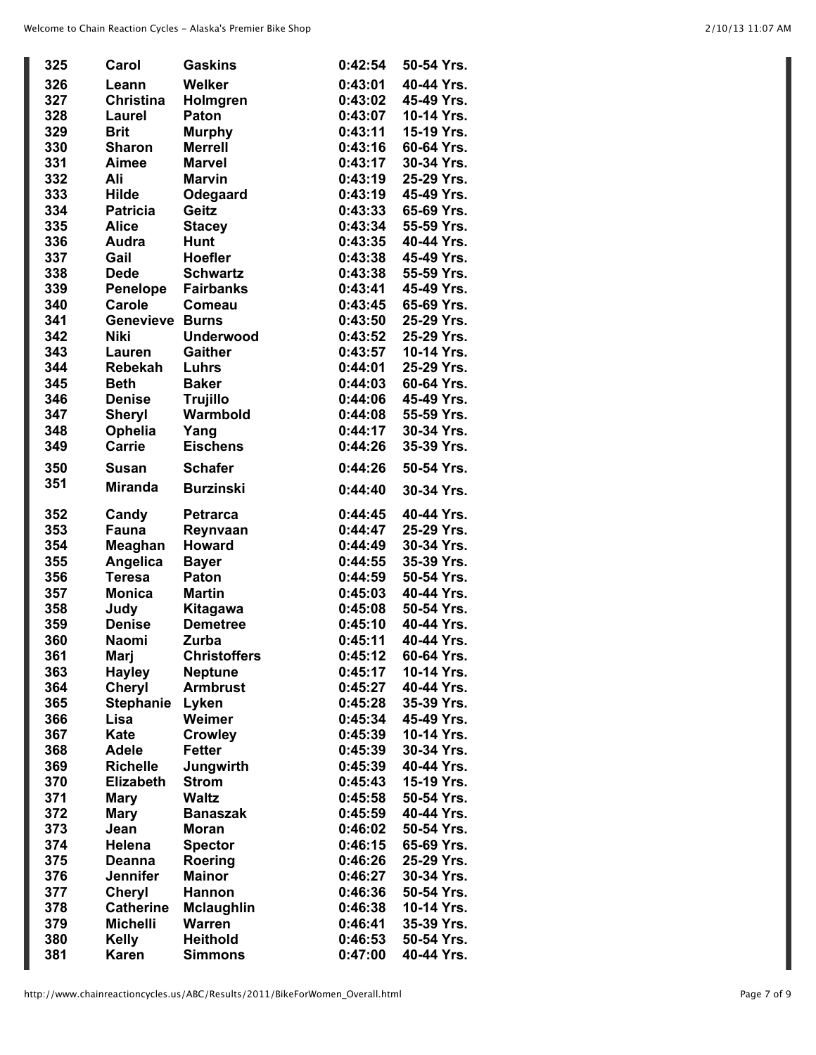| 325 | Carol | Gaskins | 0:42:54 | 50-54 Yrs. |
|---|---|---|---|---|
| 326 | Leann | Welker | 0:43:01 | 40-44 Yrs. |
| 327 | Christina | Holmgren | 0:43:02 | 45-49 Yrs. |
| 328 | Laurel | Paton | 0:43:07 | 10-14 Yrs. |
| 329 | Brit | Murphy | 0:43:11 | 15-19 Yrs. |
| 330 | Sharon | Merrell | 0:43:16 | 60-64 Yrs. |
| 331 | Aimee | Marvel | 0:43:17 | 30-34 Yrs. |
| 332 | Ali | Marvin | 0:43:19 | 25-29 Yrs. |
| 333 | Hilde | Odegaard | 0:43:19 | 45-49 Yrs. |
| 334 | Patricia | Geitz | 0:43:33 | 65-69 Yrs. |
| 335 | Alice | Stacey | 0:43:34 | 55-59 Yrs. |
| 336 | Audra | Hunt | 0:43:35 | 40-44 Yrs. |
| 337 | Gail | Hoefler | 0:43:38 | 45-49 Yrs. |
| 338 | Dede | Schwartz | 0:43:38 | 55-59 Yrs. |
| 339 | Penelope | Fairbanks | 0:43:41 | 45-49 Yrs. |
| 340 | Carole | Comeau | 0:43:45 | 65-69 Yrs. |
| 341 | Genevieve | Burns | 0:43:50 | 25-29 Yrs. |
| 342 | Niki | Underwood | 0:43:52 | 25-29 Yrs. |
| 343 | Lauren | Gaither | 0:43:57 | 10-14 Yrs. |
| 344 | Rebekah | Luhrs | 0:44:01 | 25-29 Yrs. |
| 345 | Beth | Baker | 0:44:03 | 60-64 Yrs. |
| 346 | Denise | Trujillo | 0:44:06 | 45-49 Yrs. |
| 347 | Sheryl | Warmbold | 0:44:08 | 55-59 Yrs. |
| 348 | Ophelia | Yang | 0:44:17 | 30-34 Yrs. |
| 349 | Carrie | Eischens | 0:44:26 | 35-39 Yrs. |
| 350 | Susan | Schafer | 0:44:26 | 50-54 Yrs. |
| 351 | Miranda | Burzinski | 0:44:40 | 30-34 Yrs. |
| 352 | Candy | Petrarca | 0:44:45 | 40-44 Yrs. |
| 353 | Fauna | Reynvaan | 0:44:47 | 25-29 Yrs. |
| 354 | Meaghan | Howard | 0:44:49 | 30-34 Yrs. |
| 355 | Angelica | Bayer | 0:44:55 | 35-39 Yrs. |
| 356 | Teresa | Paton | 0:44:59 | 50-54 Yrs. |
| 357 | Monica | Martin | 0:45:03 | 40-44 Yrs. |
| 358 | Judy | Kitagawa | 0:45:08 | 50-54 Yrs. |
| 359 | Denise | Demetree | 0:45:10 | 40-44 Yrs. |
| 360 | Naomi | Zurba | 0:45:11 | 40-44 Yrs. |
| 361 | Marj | Christoffers | 0:45:12 | 60-64 Yrs. |
| 363 | Hayley | Neptune | 0:45:17 | 10-14 Yrs. |
| 364 | Cheryl | Armbrust | 0:45:27 | 40-44 Yrs. |
| 365 | Stephanie | Lyken | 0:45:28 | 35-39 Yrs. |
| 366 | Lisa | Weimer | 0:45:34 | 45-49 Yrs. |
| 367 | Kate | Crowley | 0:45:39 | 10-14 Yrs. |
| 368 | Adele | Fetter | 0:45:39 | 30-34 Yrs. |
| 369 | Richelle | Jungwirth | 0:45:39 | 40-44 Yrs. |
| 370 | Elizabeth | Strom | 0:45:43 | 15-19 Yrs. |
| 371 | Mary | Waltz | 0:45:58 | 50-54 Yrs. |
| 372 | Mary | Banaszak | 0:45:59 | 40-44 Yrs. |
| 373 | Jean | Moran | 0:46:02 | 50-54 Yrs. |
| 374 | Helena | Spector | 0:46:15 | 65-69 Yrs. |
| 375 | Deanna | Roering | 0:46:26 | 25-29 Yrs. |
| 376 | Jennifer | Mainor | 0:46:27 | 30-34 Yrs. |
| 377 | Cheryl | Hannon | 0:46:36 | 50-54 Yrs. |
| 378 | Catherine | Mclaughlin | 0:46:38 | 10-14 Yrs. |
| 379 | Michelli | Warren | 0:46:41 | 35-39 Yrs. |
| 380 | Kelly | Heithold | 0:46:53 | 50-54 Yrs. |
| 381 | Karen | Simmons | 0:47:00 | 40-44 Yrs. |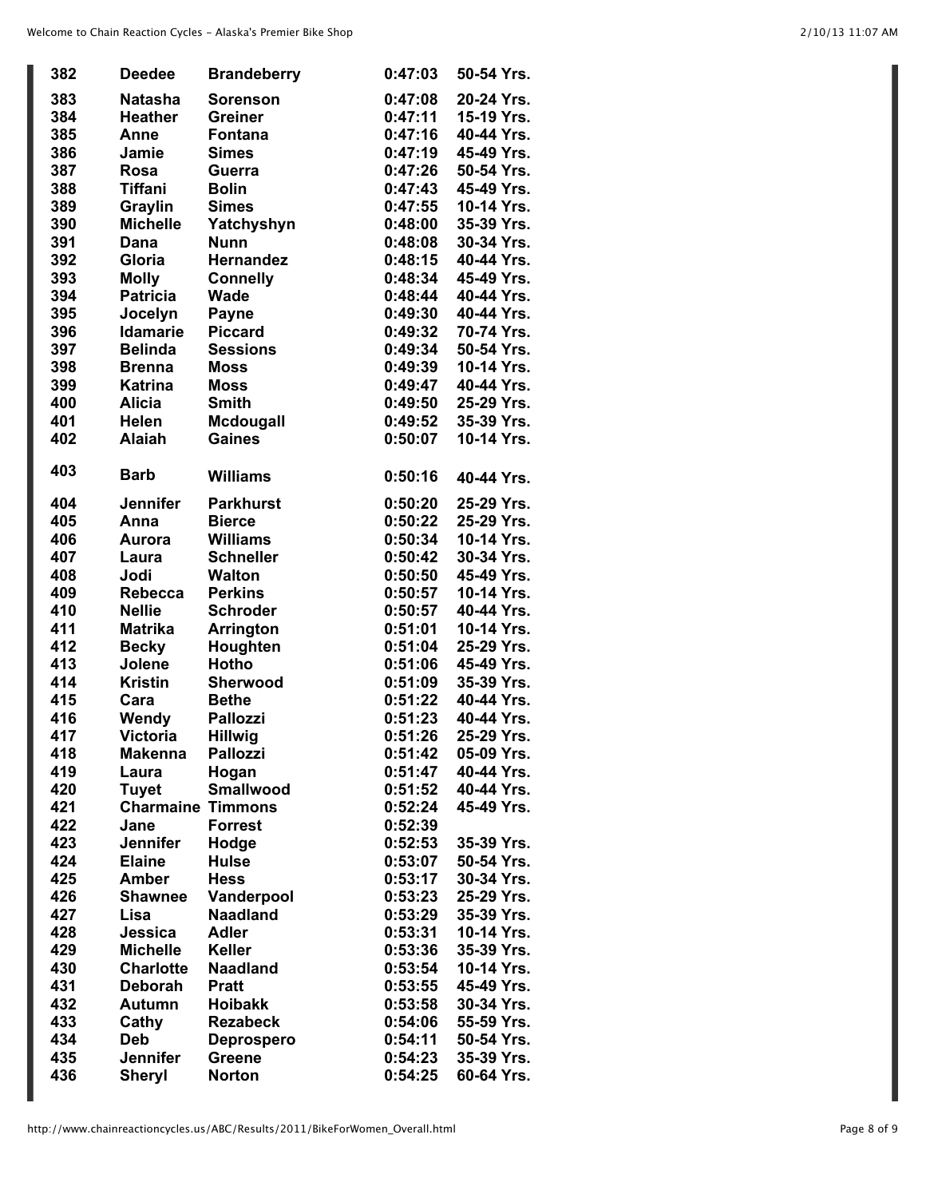| | | | | |
|---|---|---|---|---|
| 382 | Deedee | Brandeberry | 0:47:03 | 50-54 Yrs. |
| 383 | Natasha | Sorenson | 0:47:08 | 20-24 Yrs. |
| 384 | Heather | Greiner | 0:47:11 | 15-19 Yrs. |
| 385 | Anne | Fontana | 0:47:16 | 40-44 Yrs. |
| 386 | Jamie | Simes | 0:47:19 | 45-49 Yrs. |
| 387 | Rosa | Guerra | 0:47:26 | 50-54 Yrs. |
| 388 | Tiffani | Bolin | 0:47:43 | 45-49 Yrs. |
| 389 | Graylin | Simes | 0:47:55 | 10-14 Yrs. |
| 390 | Michelle | Yatchyshyn | 0:48:00 | 35-39 Yrs. |
| 391 | Dana | Nunn | 0:48:08 | 30-34 Yrs. |
| 392 | Gloria | Hernandez | 0:48:15 | 40-44 Yrs. |
| 393 | Molly | Connelly | 0:48:34 | 45-49 Yrs. |
| 394 | Patricia | Wade | 0:48:44 | 40-44 Yrs. |
| 395 | Jocelyn | Payne | 0:49:30 | 40-44 Yrs. |
| 396 | Idamarie | Piccard | 0:49:32 | 70-74 Yrs. |
| 397 | Belinda | Sessions | 0:49:34 | 50-54 Yrs. |
| 398 | Brenna | Moss | 0:49:39 | 10-14 Yrs. |
| 399 | Katrina | Moss | 0:49:47 | 40-44 Yrs. |
| 400 | Alicia | Smith | 0:49:50 | 25-29 Yrs. |
| 401 | Helen | Mcdougall | 0:49:52 | 35-39 Yrs. |
| 402 | Alaiah | Gaines | 0:50:07 | 10-14 Yrs. |
| 403 | Barb | Williams | 0:50:16 | 40-44 Yrs. |
| 404 | Jennifer | Parkhurst | 0:50:20 | 25-29 Yrs. |
| 405 | Anna | Bierce | 0:50:22 | 25-29 Yrs. |
| 406 | Aurora | Williams | 0:50:34 | 10-14 Yrs. |
| 407 | Laura | Schneller | 0:50:42 | 30-34 Yrs. |
| 408 | Jodi | Walton | 0:50:50 | 45-49 Yrs. |
| 409 | Rebecca | Perkins | 0:50:57 | 10-14 Yrs. |
| 410 | Nellie | Schroder | 0:50:57 | 40-44 Yrs. |
| 411 | Matrika | Arrington | 0:51:01 | 10-14 Yrs. |
| 412 | Becky | Houghten | 0:51:04 | 25-29 Yrs. |
| 413 | Jolene | Hotho | 0:51:06 | 45-49 Yrs. |
| 414 | Kristin | Sherwood | 0:51:09 | 35-39 Yrs. |
| 415 | Cara | Bethe | 0:51:22 | 40-44 Yrs. |
| 416 | Wendy | Pallozzi | 0:51:23 | 40-44 Yrs. |
| 417 | Victoria | Hillwig | 0:51:26 | 25-29 Yrs. |
| 418 | Makenna | Pallozzi | 0:51:42 | 05-09 Yrs. |
| 419 | Laura | Hogan | 0:51:47 | 40-44 Yrs. |
| 420 | Tuyet | Smallwood | 0:51:52 | 40-44 Yrs. |
| 421 | Charmaine | Timmons | 0:52:24 | 45-49 Yrs. |
| 422 | Jane | Forrest | 0:52:39 | |
| 423 | Jennifer | Hodge | 0:52:53 | 35-39 Yrs. |
| 424 | Elaine | Hulse | 0:53:07 | 50-54 Yrs. |
| 425 | Amber | Hess | 0:53:17 | 30-34 Yrs. |
| 426 | Shawnee | Vanderpool | 0:53:23 | 25-29 Yrs. |
| 427 | Lisa | Naadland | 0:53:29 | 35-39 Yrs. |
| 428 | Jessica | Adler | 0:53:31 | 10-14 Yrs. |
| 429 | Michelle | Keller | 0:53:36 | 35-39 Yrs. |
| 430 | Charlotte | Naadland | 0:53:54 | 10-14 Yrs. |
| 431 | Deborah | Pratt | 0:53:55 | 45-49 Yrs. |
| 432 | Autumn | Hoibakk | 0:53:58 | 30-34 Yrs. |
| 433 | Cathy | Rezabeck | 0:54:06 | 55-59 Yrs. |
| 434 | Deb | Deprospero | 0:54:11 | 50-54 Yrs. |
| 435 | Jennifer | Greene | 0:54:23 | 35-39 Yrs. |
| 436 | Sheryl | Norton | 0:54:25 | 60-64 Yrs. |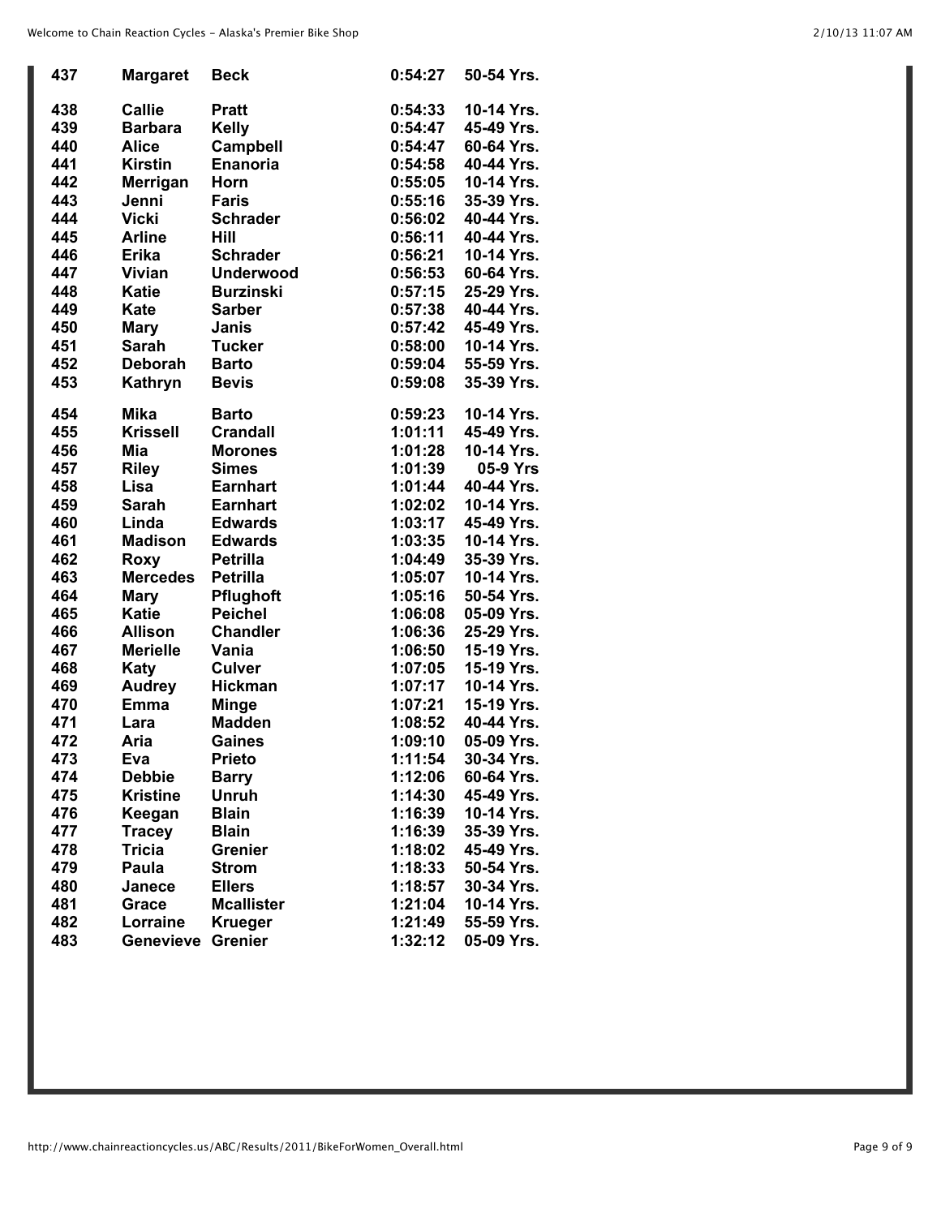| | | | | |
|---|---|---|---|---|
| 437 | Margaret | Beck | 0:54:27 | 50-54 Yrs. |
| 438 | Callie | Pratt | 0:54:33 | 10-14 Yrs. |
| 439 | Barbara | Kelly | 0:54:47 | 45-49 Yrs. |
| 440 | Alice | Campbell | 0:54:47 | 60-64 Yrs. |
| 441 | Kirstin | Enanoria | 0:54:58 | 40-44 Yrs. |
| 442 | Merrigan | Horn | 0:55:05 | 10-14 Yrs. |
| 443 | Jenni | Faris | 0:55:16 | 35-39 Yrs. |
| 444 | Vicki | Schrader | 0:56:02 | 40-44 Yrs. |
| 445 | Arline | Hill | 0:56:11 | 40-44 Yrs. |
| 446 | Erika | Schrader | 0:56:21 | 10-14 Yrs. |
| 447 | Vivian | Underwood | 0:56:53 | 60-64 Yrs. |
| 448 | Katie | Burzinski | 0:57:15 | 25-29 Yrs. |
| 449 | Kate | Sarber | 0:57:38 | 40-44 Yrs. |
| 450 | Mary | Janis | 0:57:42 | 45-49 Yrs. |
| 451 | Sarah | Tucker | 0:58:00 | 10-14 Yrs. |
| 452 | Deborah | Barto | 0:59:04 | 55-59 Yrs. |
| 453 | Kathryn | Bevis | 0:59:08 | 35-39 Yrs. |
| 454 | Mika | Barto | 0:59:23 | 10-14 Yrs. |
| 455 | Krissell | Crandall | 1:01:11 | 45-49 Yrs. |
| 456 | Mia | Morones | 1:01:28 | 10-14 Yrs. |
| 457 | Riley | Simes | 1:01:39 | 05-9 Yrs |
| 458 | Lisa | Earnhart | 1:01:44 | 40-44 Yrs. |
| 459 | Sarah | Earnhart | 1:02:02 | 10-14 Yrs. |
| 460 | Linda | Edwards | 1:03:17 | 45-49 Yrs. |
| 461 | Madison | Edwards | 1:03:35 | 10-14 Yrs. |
| 462 | Roxy | Petrilla | 1:04:49 | 35-39 Yrs. |
| 463 | Mercedes | Petrilla | 1:05:07 | 10-14 Yrs. |
| 464 | Mary | Pflughoft | 1:05:16 | 50-54 Yrs. |
| 465 | Katie | Peichel | 1:06:08 | 05-09 Yrs. |
| 466 | Allison | Chandler | 1:06:36 | 25-29 Yrs. |
| 467 | Merielle | Vania | 1:06:50 | 15-19 Yrs. |
| 468 | Katy | Culver | 1:07:05 | 15-19 Yrs. |
| 469 | Audrey | Hickman | 1:07:17 | 10-14 Yrs. |
| 470 | Emma | Minge | 1:07:21 | 15-19 Yrs. |
| 471 | Lara | Madden | 1:08:52 | 40-44 Yrs. |
| 472 | Aria | Gaines | 1:09:10 | 05-09 Yrs. |
| 473 | Eva | Prieto | 1:11:54 | 30-34 Yrs. |
| 474 | Debbie | Barry | 1:12:06 | 60-64 Yrs. |
| 475 | Kristine | Unruh | 1:14:30 | 45-49 Yrs. |
| 476 | Keegan | Blain | 1:16:39 | 10-14 Yrs. |
| 477 | Tracey | Blain | 1:16:39 | 35-39 Yrs. |
| 478 | Tricia | Grenier | 1:18:02 | 45-49 Yrs. |
| 479 | Paula | Strom | 1:18:33 | 50-54 Yrs. |
| 480 | Janece | Ellers | 1:18:57 | 30-34 Yrs. |
| 481 | Grace | Mcallister | 1:21:04 | 10-14 Yrs. |
| 482 | Lorraine | Krueger | 1:21:49 | 55-59 Yrs. |
| 483 | Genevieve | Grenier | 1:32:12 | 05-09 Yrs. |